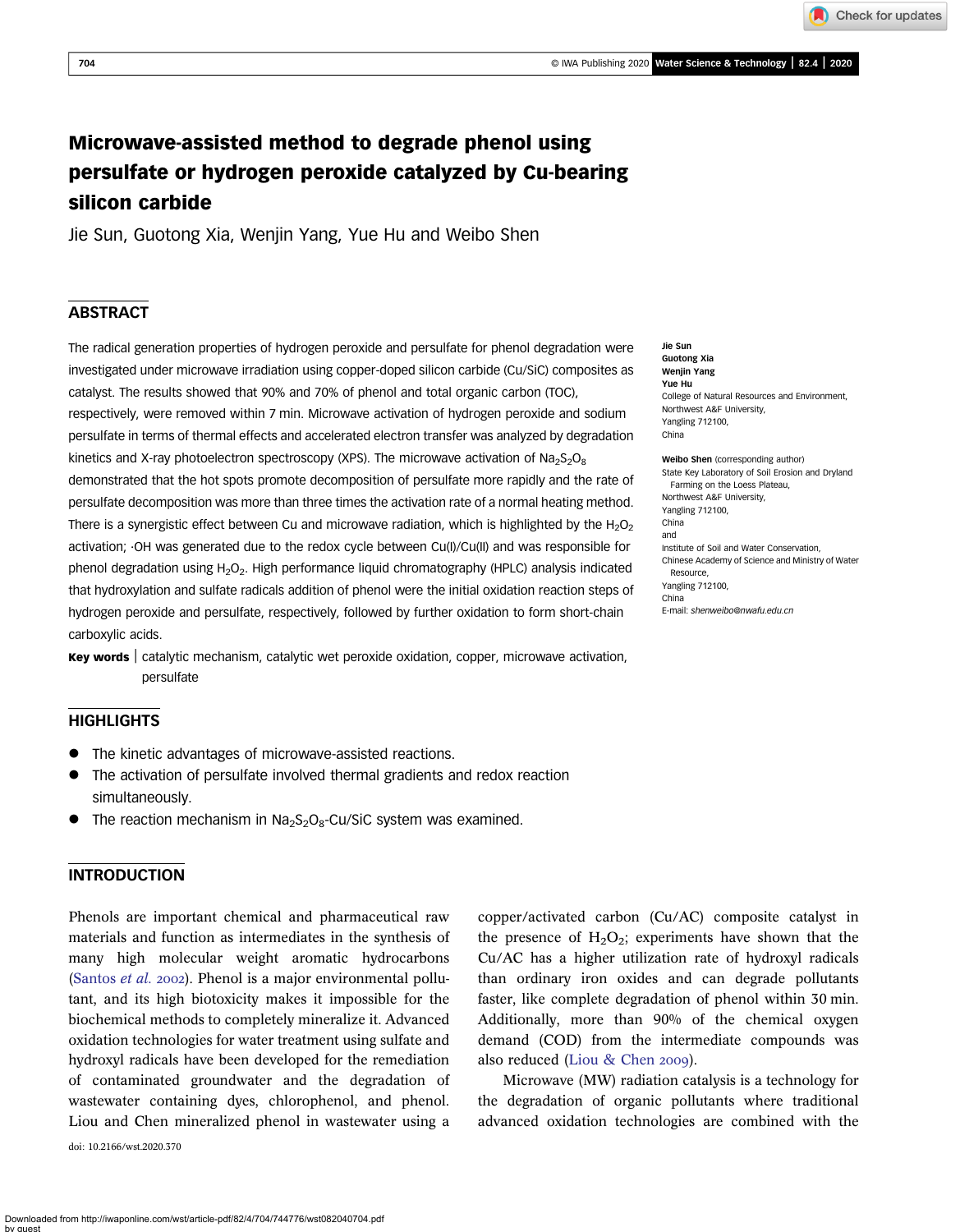# Microwave-assisted method to degrade phenol using persulfate or hydrogen peroxide catalyzed by Cu-bearing silicon carbide

Jie Sun, Guotong Xia, Wenjin Yang, Yue Hu and Weibo Shen

## ABSTRACT

The radical generation properties of hydrogen peroxide and persulfate for phenol degradation were investigated under microwave irradiation using copper-doped silicon carbide (Cu/SiC) composites as catalyst. The results showed that 90% and 70% of phenol and total organic carbon (TOC), respectively, were removed within 7 min. Microwave activation of hydrogen peroxide and sodium persulfate in terms of thermal effects and accelerated electron transfer was analyzed by degradation kinetics and X-ray photoelectron spectroscopy (XPS). The microwave activation of $Na_2S_2O_8$ demonstrated that the hot spots promote decomposition of persulfate more rapidly and the rate of persulfate decomposition was more than three times the activation rate of a normal heating method. There is a synergistic effect between Cu and microwave radiation, which is highlighted by the $H_2O_2$ activation; ·OH was generated due to the redox cycle between Cu(I)/Cu(II) and was responsible for phenol degradation using $H_2O_2$. High performance liquid chromatography (HPLC) analysis indicated that hydroxylation and sulfate radicals addition of phenol were the initial oxidation reaction steps of hydrogen peroxide and persulfate, respectively, followed by further oxidation to form short-chain carboxylic acids.

**Key words** | catalytic mechanism, catalytic wet peroxide oxidation, copper, microwave activation, persulfate

**Jie Sun**
**Guotong Xia**
**Wenjin Yang**
**Yue Hu**
College of Natural Resources and Environment,
Northwest A&F University,
Yangling 712100,
China

**Weibo Shen** (corresponding author)
State Key Laboratory of Soil Erosion and Dryland Farming on the Loess Plateau,
Northwest A&F University,
Yangling 712100,
China
and
Institute of Soil and Water Conservation,
Chinese Academy of Science and Ministry of Water Resource,
Yangling 712100,
China
E-mail: *shenweibo@nwafu.edu.cn*

## HIGHLIGHTS

- The kinetic advantages of microwave-assisted reactions.
- The activation of persulfate involved thermal gradients and redox reaction simultaneously.
- The reaction mechanism in $Na_2S_2O_8$-Cu/SiC system was examined.

## INTRODUCTION

Phenols are important chemical and pharmaceutical raw materials and function as intermediates in the synthesis of many high molecular weight aromatic hydrocarbons (Santos *et al.* 2002). Phenol is a major environmental pollutant, and its high biotoxicity makes it impossible for the biochemical methods to completely mineralize it. Advanced oxidation technologies for water treatment using sulfate and hydroxyl radicals have been developed for the remediation of contaminated groundwater and the degradation of wastewater containing dyes, chlorophenol, and phenol. Liou and Chen mineralized phenol in wastewater using a copper/activated carbon (Cu/AC) composite catalyst in the presence of $H_2O_2$; experiments have shown that the Cu/AC has a higher utilization rate of hydroxyl radicals than ordinary iron oxides and can degrade pollutants faster, like complete degradation of phenol within 30 min. Additionally, more than 90% of the chemical oxygen demand (COD) from the intermediate compounds was also reduced (Liou & Chen 2009).

Microwave (MW) radiation catalysis is a technology for the degradation of organic pollutants where traditional advanced oxidation technologies are combined with the

doi: 10.2166/wst.2020.370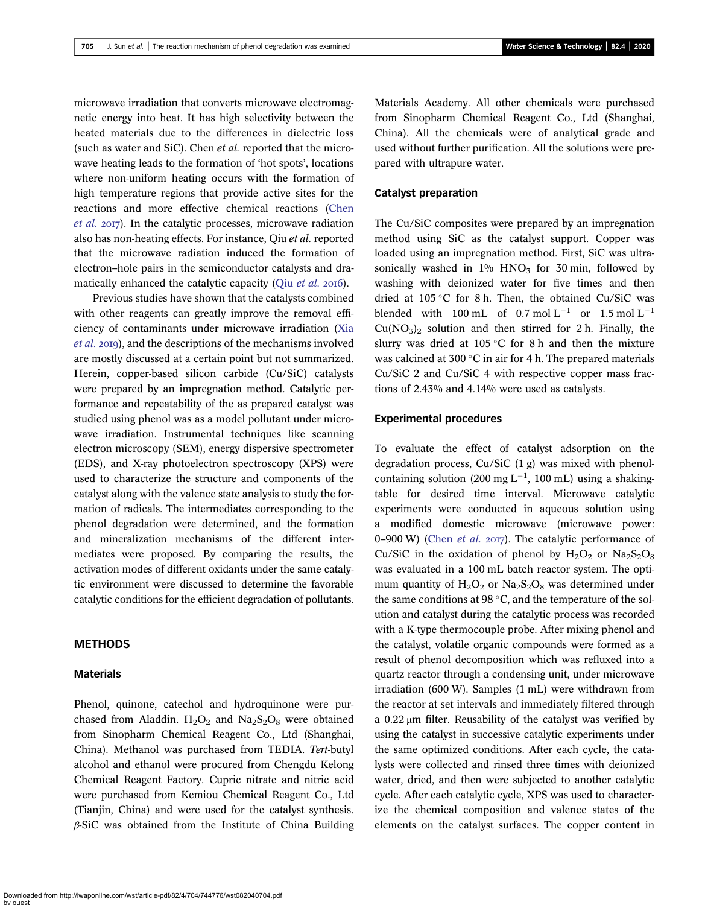microwave irradiation that converts microwave electromagnetic energy into heat. It has high selectivity between the heated materials due to the differences in dielectric loss (such as water and SiC). Chen *et al.* reported that the microwave heating leads to the formation of 'hot spots', locations where non-uniform heating occurs with the formation of high temperature regions that provide active sites for the reactions and more effective chemical reactions (Chen *et al.* 2017). In the catalytic processes, microwave radiation also has non-heating effects. For instance, Qiu *et al.* reported that the microwave radiation induced the formation of electron–hole pairs in the semiconductor catalysts and dramatically enhanced the catalytic capacity (Qiu *et al.* 2016).

Previous studies have shown that the catalysts combined with other reagents can greatly improve the removal efficiency of contaminants under microwave irradiation (Xia *et al.* 2019), and the descriptions of the mechanisms involved are mostly discussed at a certain point but not summarized. Herein, copper-based silicon carbide (Cu/SiC) catalysts were prepared by an impregnation method. Catalytic performance and repeatability of the as prepared catalyst was studied using phenol was as a model pollutant under microwave irradiation. Instrumental techniques like scanning electron microscopy (SEM), energy dispersive spectrometer (EDS), and X-ray photoelectron spectroscopy (XPS) were used to characterize the structure and components of the catalyst along with the valence state analysis to study the formation of radicals. The intermediates corresponding to the phenol degradation were determined, and the formation and mineralization mechanisms of the different intermediates were proposed. By comparing the results, the activation modes of different oxidants under the same catalytic environment were discussed to determine the favorable catalytic conditions for the efficient degradation of pollutants.

## METHODS

### Materials

Phenol, quinone, catechol and hydroquinone were purchased from Aladdin. $H_2O_2$ and $Na_2S_2O_8$ were obtained from Sinopharm Chemical Reagent Co., Ltd (Shanghai, China). Methanol was purchased from TEDIA. *Tert*-butyl alcohol and ethanol were procured from Chengdu Kelong Chemical Reagent Factory. Cupric nitrate and nitric acid were purchased from Kemiou Chemical Reagent Co., Ltd (Tianjin, China) and were used for the catalyst synthesis. $\beta$-SiC was obtained from the Institute of China Building Materials Academy. All other chemicals were purchased from Sinopharm Chemical Reagent Co., Ltd (Shanghai, China). All the chemicals were of analytical grade and used without further purification. All the solutions were prepared with ultrapure water.

### Catalyst preparation

The Cu/SiC composites were prepared by an impregnation method using SiC as the catalyst support. Copper was loaded using an impregnation method. First, SiC was ultrasonically washed in 1% $HNO_3$ for 30 min, followed by washing with deionized water for five times and then dried at 105 °C for 8 h. Then, the obtained Cu/SiC was blended with 100 mL of 0.7 mol $L^{-1}$ or 1.5 mol $L^{-1}$ $Cu(NO_3)_2$ solution and then stirred for 2 h. Finally, the slurry was dried at 105 °C for 8 h and then the mixture was calcined at 300 °C in air for 4 h. The prepared materials Cu/SiC 2 and Cu/SiC 4 with respective copper mass fractions of 2.43% and 4.14% were used as catalysts.

### Experimental procedures

To evaluate the effect of catalyst adsorption on the degradation process, Cu/SiC (1 g) was mixed with phenol-containing solution (200 mg $L^{-1}$, 100 mL) using a shaking-table for desired time interval. Microwave catalytic experiments were conducted in aqueous solution using a modified domestic microwave (microwave power: 0–900 W) (Chen *et al.* 2017). The catalytic performance of Cu/SiC in the oxidation of phenol by $H_2O_2$ or $Na_2S_2O_8$ was evaluated in a 100 mL batch reactor system. The optimum quantity of $H_2O_2$ or $Na_2S_2O_8$ was determined under the same conditions at 98 °C, and the temperature of the solution and catalyst during the catalytic process was recorded with a K-type thermocouple probe. After mixing phenol and the catalyst, volatile organic compounds were formed as a result of phenol decomposition which was refluxed into a quartz reactor through a condensing unit, under microwave irradiation (600 W). Samples (1 mL) were withdrawn from the reactor at set intervals and immediately filtered through a 0.22 μm filter. Reusability of the catalyst was verified by using the catalyst in successive catalytic experiments under the same optimized conditions. After each cycle, the catalysts were collected and rinsed three times with deionized water, dried, and then were subjected to another catalytic cycle. After each catalytic cycle, XPS was used to characterize the chemical composition and valence states of the elements on the catalyst surfaces. The copper content in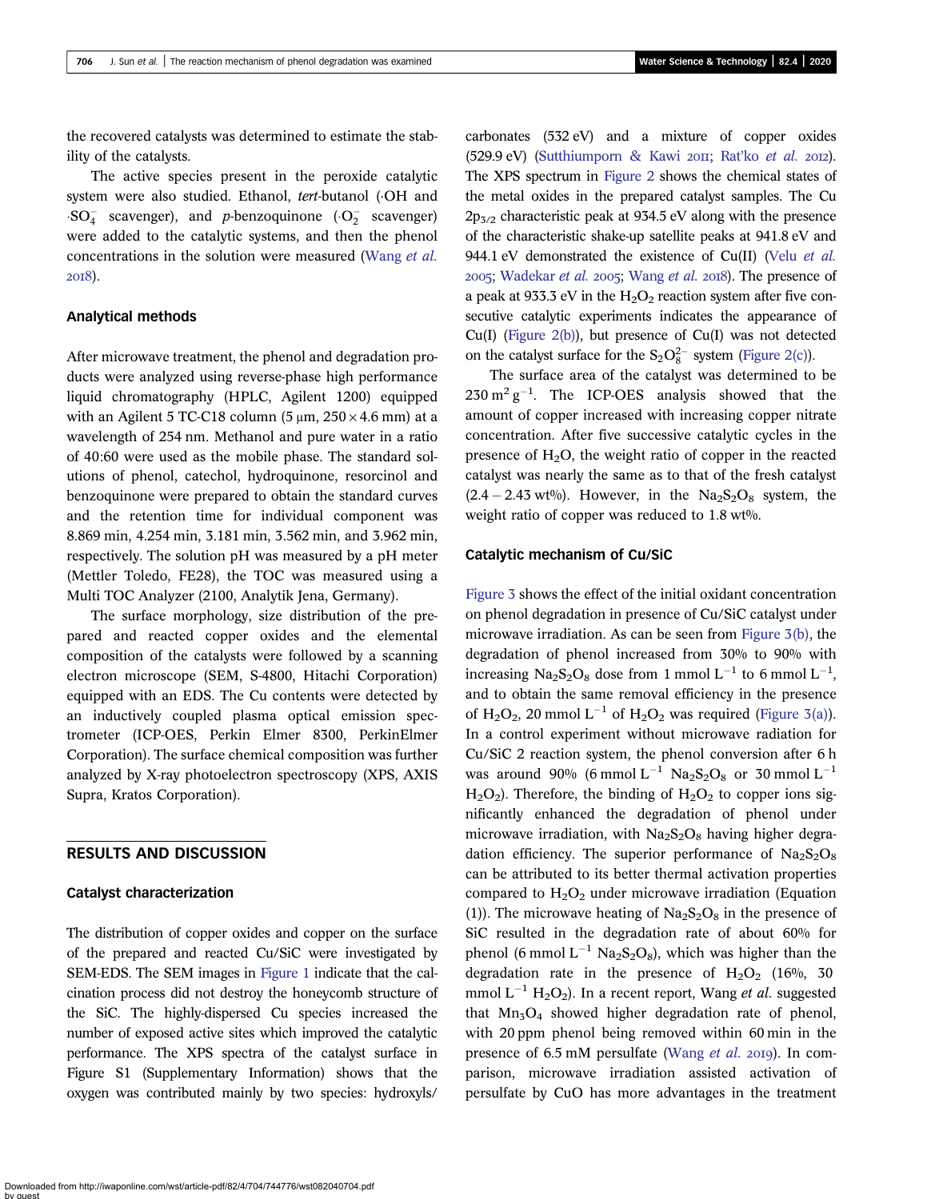the recovered catalysts was determined to estimate the stability of the catalysts.

The active species present in the peroxide catalytic system were also studied. Ethanol, *tert*-butanol ($\cdot OH$ and $\cdot SO_4^-$ scavenger), and *p*-benzoquinone ($\cdot O_2^-$ scavenger) were added to the catalytic systems, and then the phenol concentrations in the solution were measured (Wang *et al.* 2018).

### Analytical methods

After microwave treatment, the phenol and degradation products were analyzed using reverse-phase high performance liquid chromatography (HPLC, Agilent 1200) equipped with an Agilent 5 TC-C18 column (5 μm, 250 × 4.6 mm) at a wavelength of 254 nm. Methanol and pure water in a ratio of 40:60 were used as the mobile phase. The standard solutions of phenol, catechol, hydroquinone, resorcinol and benzoquinone were prepared to obtain the standard curves and the retention time for individual component was 8.869 min, 4.254 min, 3.181 min, 3.562 min, and 3.962 min, respectively. The solution pH was measured by a pH meter (Mettler Toledo, FE28), the TOC was measured using a Multi TOC Analyzer (2100, Analytik Jena, Germany).

The surface morphology, size distribution of the prepared and reacted copper oxides and the elemental composition of the catalysts were followed by a scanning electron microscope (SEM, S-4800, Hitachi Corporation) equipped with an EDS. The Cu contents were detected by an inductively coupled plasma optical emission spectrometer (ICP-OES, Perkin Elmer 8300, PerkinElmer Corporation). The surface chemical composition was further analyzed by X-ray photoelectron spectroscopy (XPS, AXIS Supra, Kratos Corporation).

## RESULTS AND DISCUSSION

### Catalyst characterization

The distribution of copper oxides and copper on the surface of the prepared and reacted Cu/SiC were investigated by SEM-EDS. The SEM images in Figure 1 indicate that the calcination process did not destroy the honeycomb structure of the SiC. The highly-dispersed Cu species increased the number of exposed active sites which improved the catalytic performance. The XPS spectra of the catalyst surface in Figure S1 (Supplementary Information) shows that the oxygen was contributed mainly by two species: hydroxyls/carbonates (532 eV) and a mixture of copper oxides (529.9 eV) (Sutthiumporn & Kawi 2011; Rat'ko *et al.* 2012). The XPS spectrum in Figure 2 shows the chemical states of the metal oxides in the prepared catalyst samples. The Cu $2p_{3/2}$ characteristic peak at 934.5 eV along with the presence of the characteristic shake-up satellite peaks at 941.8 eV and 944.1 eV demonstrated the existence of Cu(II) (Velu *et al.* 2005; Wadekar *et al.* 2005; Wang *et al.* 2018). The presence of a peak at 933.3 eV in the $H_2O_2$ reaction system after five consecutive catalytic experiments indicates the appearance of Cu(I) (Figure 2(b)), but presence of Cu(I) was not detected on the catalyst surface for the $S_2O_8^{2-}$ system (Figure 2(c)).

The surface area of the catalyst was determined to be 230 $m^2\,g^{-1}$. The ICP-OES analysis showed that the amount of copper increased with increasing copper nitrate concentration. After five successive catalytic cycles in the presence of $H_2O$, the weight ratio of copper in the reacted catalyst was nearly the same as to that of the fresh catalyst (2.4 – 2.43 wt%). However, in the $Na_2S_2O_8$ system, the weight ratio of copper was reduced to 1.8 wt%.

### Catalytic mechanism of Cu/SiC

Figure 3 shows the effect of the initial oxidant concentration on phenol degradation in presence of Cu/SiC catalyst under microwave irradiation. As can be seen from Figure 3(b), the degradation of phenol increased from 30% to 90% with increasing $Na_2S_2O_8$ dose from 1 mmol $L^{-1}$ to 6 mmol $L^{-1}$, and to obtain the same removal efficiency in the presence of $H_2O_2$, 20 mmol $L^{-1}$ of $H_2O_2$ was required (Figure 3(a)). In a control experiment without microwave radiation for Cu/SiC 2 reaction system, the phenol conversion after 6 h was around 90% (6 mmol $L^{-1}$ $Na_2S_2O_8$ or 30 mmol $L^{-1}$ $H_2O_2$). Therefore, the binding of $H_2O_2$ to copper ions significantly enhanced the degradation of phenol under microwave irradiation, with $Na_2S_2O_8$ having higher degradation efficiency. The superior performance of $Na_2S_2O_8$ can be attributed to its better thermal activation properties compared to $H_2O_2$ under microwave irradiation (Equation (1)). The microwave heating of $Na_2S_2O_8$ in the presence of SiC resulted in the degradation rate of about 60% for phenol (6 mmol $L^{-1}$ $Na_2S_2O_8$), which was higher than the degradation rate in the presence of $H_2O_2$ (16%, 30 mmol $L^{-1}$ $H_2O_2$). In a recent report, Wang *et al.* suggested that $Mn_3O_4$ showed higher degradation rate of phenol, with 20 ppm phenol being removed within 60 min in the presence of 6.5 mM persulfate (Wang *et al.* 2019). In comparison, microwave irradiation assisted activation of persulfate by CuO has more advantages in the treatment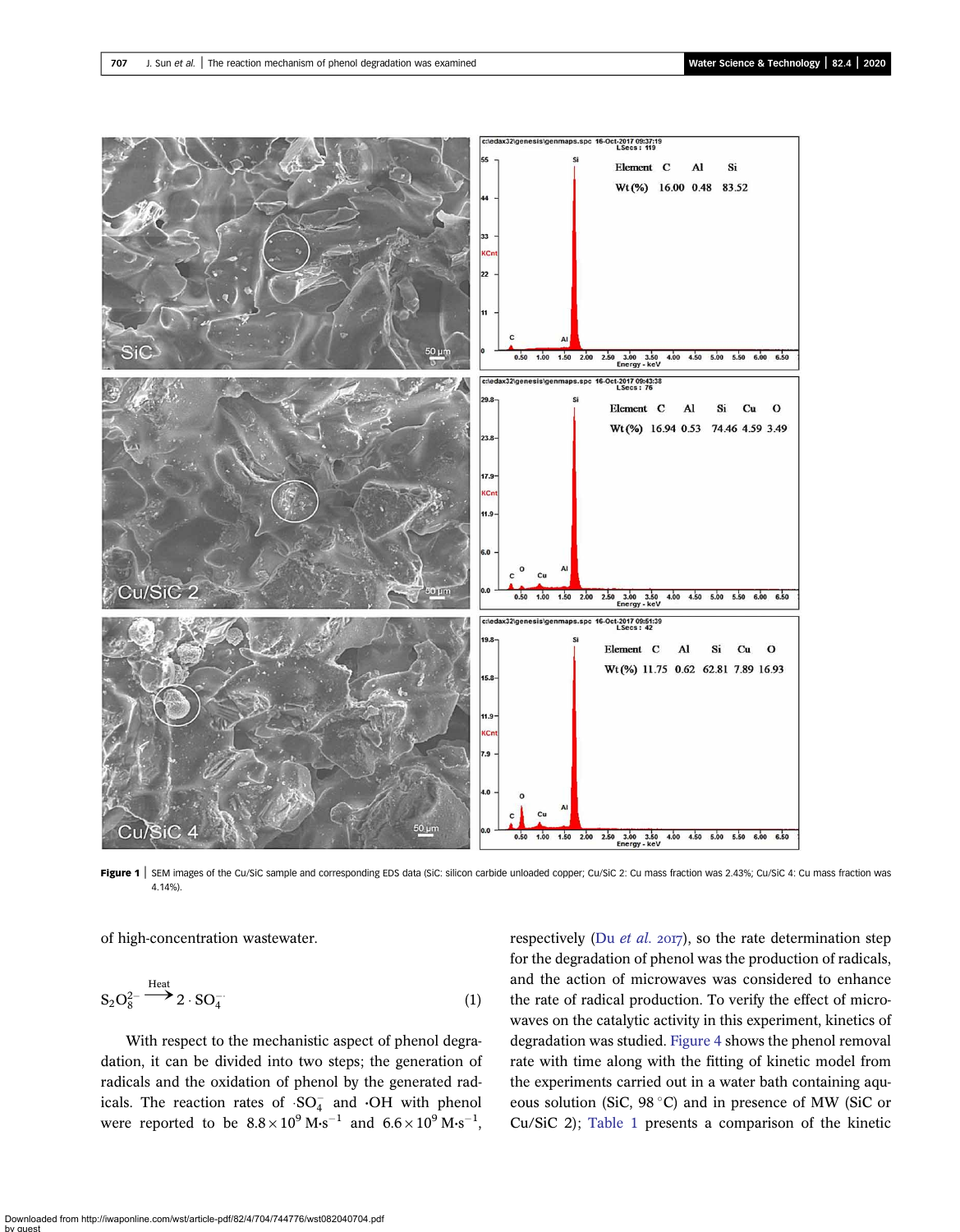Figure 1 | SEM images of the Cu/SiC sample and corresponding EDS data (SiC: silicon carbide unloaded copper; Cu/SiC 2: Cu mass fraction was 2.43%; Cu/SiC 4: Cu mass fraction was 4.14%).

of high-concentration wastewater.

$$S_2O_8^{2-} \xrightarrow{\text{Heat}} 2 \cdot SO_4^{\cdot -} \tag{1}$$

With respect to the mechanistic aspect of phenol degradation, it can be divided into two steps; the generation of radicals and the oxidation of phenol by the generated radicals. The reaction rates of $\cdot SO_4^-$ and $\cdot OH$ with phenol were reported to be $8.8 \times 10^9\ M{\cdot}s^{-1}$ and $6.6 \times 10^9\ M{\cdot}s^{-1}$, respectively (Du *et al.* 2017), so the rate determination step for the degradation of phenol was the production of radicals, and the action of microwaves was considered to enhance the rate of radical production. To verify the effect of microwaves on the catalytic activity in this experiment, kinetics of degradation was studied. Figure 4 shows the phenol removal rate with time along with the fitting of kinetic model from the experiments carried out in a water bath containing aqueous solution (SiC, 98 °C) and in presence of MW (SiC or Cu/SiC 2); Table 1 presents a comparison of the kinetic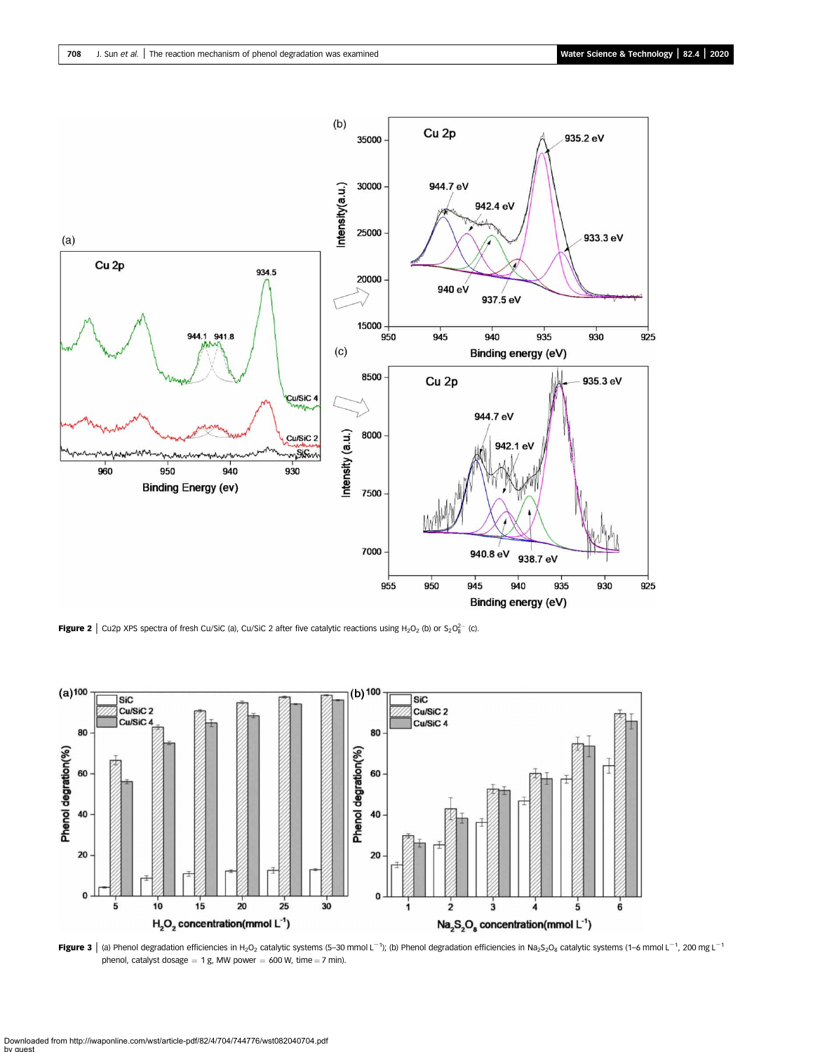**Figure 2** | Cu2p XPS spectra of fresh Cu/SiC (a), Cu/SiC 2 after five catalytic reactions using $H_2O_2$ (b) or $S_2O_8^{2-}$ (c).

**Figure 3** | (a) Phenol degradation efficiencies in $H_2O_2$ catalytic systems (5–30 mmol $L^{-1}$); (b) Phenol degradation efficiencies in $Na_2S_2O_8$ catalytic systems (1–6 mmol $L^{-1}$, 200 mg $L^{-1}$ phenol, catalyst dosage = 1 g, MW power = 600 W, time = 7 min).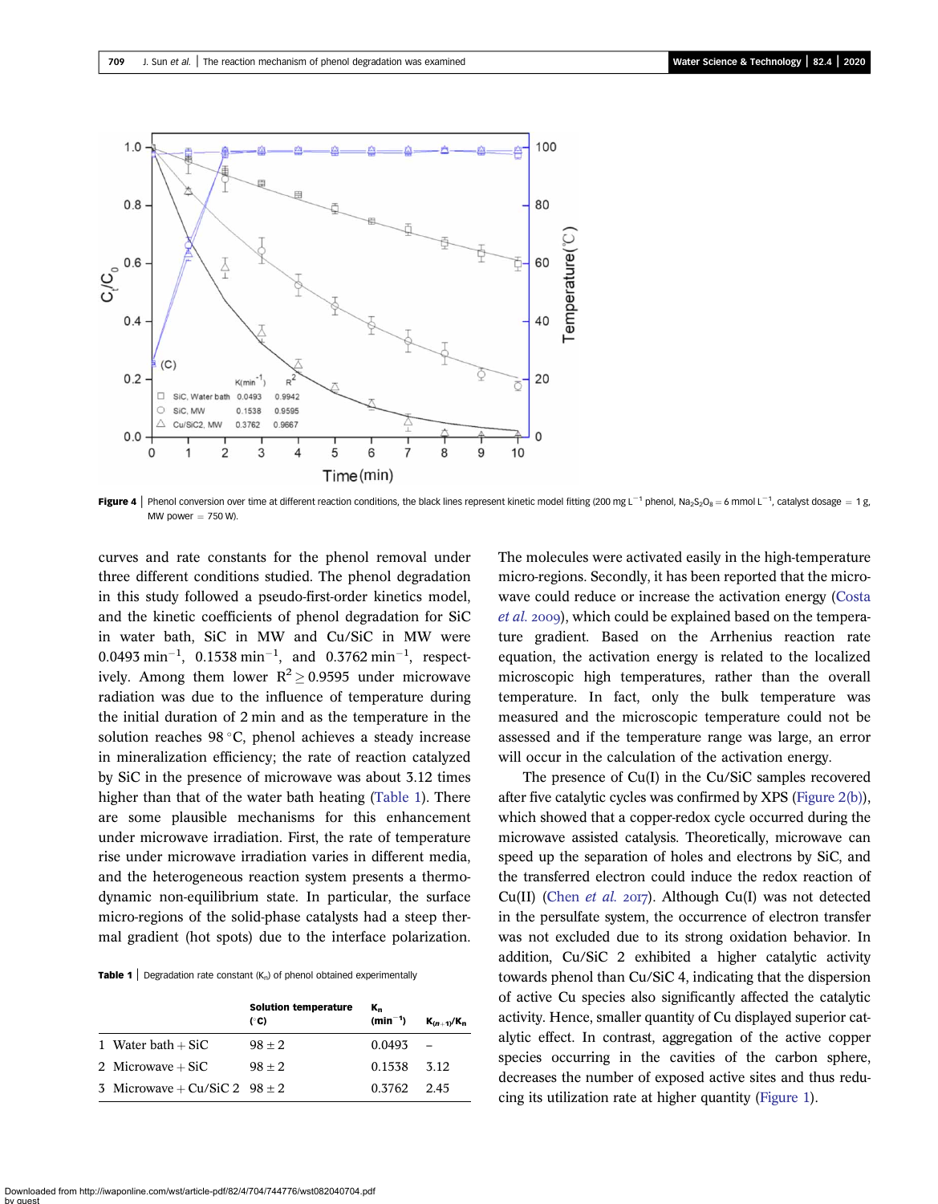Figure 4 | Phenol conversion over time at different reaction conditions, the black lines represent kinetic model fitting (200 mg $L^{-1}$ phenol, $Na_2S_2O_8$ = 6 mmol $L^{-1}$, catalyst dosage = 1 g, MW power = 750 W).

curves and rate constants for the phenol removal under three different conditions studied. The phenol degradation in this study followed a pseudo-first-order kinetics model, and the kinetic coefficients of phenol degradation for SiC in water bath, SiC in MW and Cu/SiC in MW were 0.0493 $min^{-1}$, 0.1538 $min^{-1}$, and 0.3762 $min^{-1}$, respectively. Among them lower $R^2 \geq 0.9595$ under microwave radiation was due to the influence of temperature during the initial duration of 2 min and as the temperature in the solution reaches 98 °C, phenol achieves a steady increase in mineralization efficiency; the rate of reaction catalyzed by SiC in the presence of microwave was about 3.12 times higher than that of the water bath heating (Table 1). There are some plausible mechanisms for this enhancement under microwave irradiation. First, the rate of temperature rise under microwave irradiation varies in different media, and the heterogeneous reaction system presents a thermodynamic non-equilibrium state. In particular, the surface micro-regions of the solid-phase catalysts had a steep thermal gradient (hot spots) due to the interface polarization.

Table 1 | Degradation rate constant ($K_n$) of phenol obtained experimentally

| | Solution temperature (°C) | $K_n$ ($min^{-1}$) | $K_{(n+1)}/K_n$ |
|---|---|---|---|
| 1 Water bath + SiC | 98 ± 2 | 0.0493 | – |
| 2 Microwave + SiC | 98 ± 2 | 0.1538 | 3.12 |
| 3 Microwave + Cu/SiC 2 | 98 ± 2 | 0.3762 | 2.45 |

The molecules were activated easily in the high-temperature micro-regions. Secondly, it has been reported that the microwave could reduce or increase the activation energy (Costa *et al.* 2009), which could be explained based on the temperature gradient. Based on the Arrhenius reaction rate equation, the activation energy is related to the localized microscopic high temperatures, rather than the overall temperature. In fact, only the bulk temperature was measured and the microscopic temperature could not be assessed and if the temperature range was large, an error will occur in the calculation of the activation energy.

The presence of Cu(I) in the Cu/SiC samples recovered after five catalytic cycles was confirmed by XPS (Figure 2(b)), which showed that a copper-redox cycle occurred during the microwave assisted catalysis. Theoretically, microwave can speed up the separation of holes and electrons by SiC, and the transferred electron could induce the redox reaction of Cu(II) (Chen *et al.* 2017). Although Cu(I) was not detected in the persulfate system, the occurrence of electron transfer was not excluded due to its strong oxidation behavior. In addition, Cu/SiC 2 exhibited a higher catalytic activity towards phenol than Cu/SiC 4, indicating that the dispersion of active Cu species also significantly affected the catalytic activity. Hence, smaller quantity of Cu displayed superior catalytic effect. In contrast, aggregation of the active copper species occurring in the cavities of the carbon sphere, decreases the number of exposed active sites and thus reducing its utilization rate at higher quantity (Figure 1).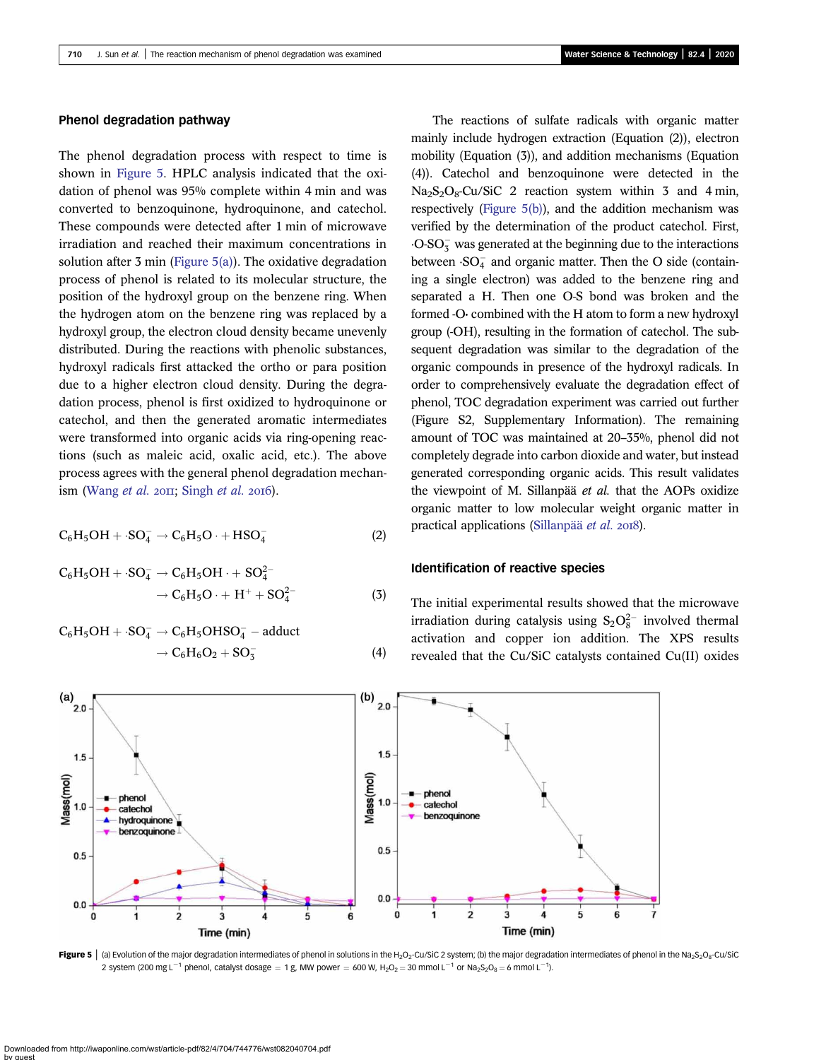## Phenol degradation pathway

The phenol degradation process with respect to time is shown in Figure 5. HPLC analysis indicated that the oxidation of phenol was 95% complete within 4 min and was converted to benzoquinone, hydroquinone, and catechol. These compounds were detected after 1 min of microwave irradiation and reached their maximum concentrations in solution after 3 min (Figure 5(a)). The oxidative degradation process of phenol is related to its molecular structure, the position of the hydroxyl group on the benzene ring. When the hydrogen atom on the benzene ring was replaced by a hydroxyl group, the electron cloud density became unevenly distributed. During the reactions with phenolic substances, hydroxyl radicals first attacked the ortho or para position due to a higher electron cloud density. During the degradation process, phenol is first oxidized to hydroquinone or catechol, and then the generated aromatic intermediates were transformed into organic acids via ring-opening reactions (such as maleic acid, oxalic acid, etc.). The above process agrees with the general phenol degradation mechanism (Wang *et al.* 2011; Singh *et al.* 2016).

$$C_6H_5OH + \cdot SO_4^- \rightarrow C_6H_5O\cdot + HSO_4^- \tag{2}$$

$$C_6H_5OH + \cdot SO_4^- \rightarrow C_6H_5OH\cdot + SO_4^{2-} \rightarrow C_6H_5O\cdot + H^+ + SO_4^{2-} \tag{3}$$

$$C_6H_5OH + \cdot SO_4^- \rightarrow C_6H_5OHSO_4^- - \text{adduct} \rightarrow C_6H_6O_2 + SO_3^- \tag{4}$$

The reactions of sulfate radicals with organic matter mainly include hydrogen extraction (Equation (2)), electron mobility (Equation (3)), and addition mechanisms (Equation (4)). Catechol and benzoquinone were detected in the $Na_2S_2O_8$-Cu/SiC 2 reaction system within 3 and 4 min, respectively (Figure 5(b)), and the addition mechanism was verified by the determination of the product catechol. First, $\cdot O\text{-}SO_3^-$ was generated at the beginning due to the interactions between $\cdot SO_4^-$ and organic matter. Then the O side (containing a single electron) was added to the benzene ring and separated a H. Then one O-S bond was broken and the formed -O· combined with the H atom to form a new hydroxyl group (-OH), resulting in the formation of catechol. The subsequent degradation was similar to the degradation of the organic compounds in presence of the hydroxyl radicals. In order to comprehensively evaluate the degradation effect of phenol, TOC degradation experiment was carried out further (Figure S2, Supplementary Information). The remaining amount of TOC was maintained at 20–35%, phenol did not completely degrade into carbon dioxide and water, but instead generated corresponding organic acids. This result validates the viewpoint of M. Sillanpää *et al.* that the AOPs oxidize organic matter to low molecular weight organic matter in practical applications (Sillanpää *et al.* 2018).

## Identification of reactive species

The initial experimental results showed that the microwave irradiation during catalysis using $S_2O_8^{2-}$ involved thermal activation and copper ion addition. The XPS results revealed that the Cu/SiC catalysts contained Cu(II) oxides

**Figure 5** | (a) Evolution of the major degradation intermediates of phenol in solutions in the $H_2O_2$-Cu/SiC 2 system; (b) the major degradation intermediates of phenol in the $Na_2S_2O_8$-Cu/SiC 2 system (200 mg $L^{-1}$ phenol, catalyst dosage = 1 g, MW power = 600 W, $H_2O_2$ = 30 mmol $L^{-1}$ or $Na_2S_2O_8$ = 6 mmol $L^{-1}$).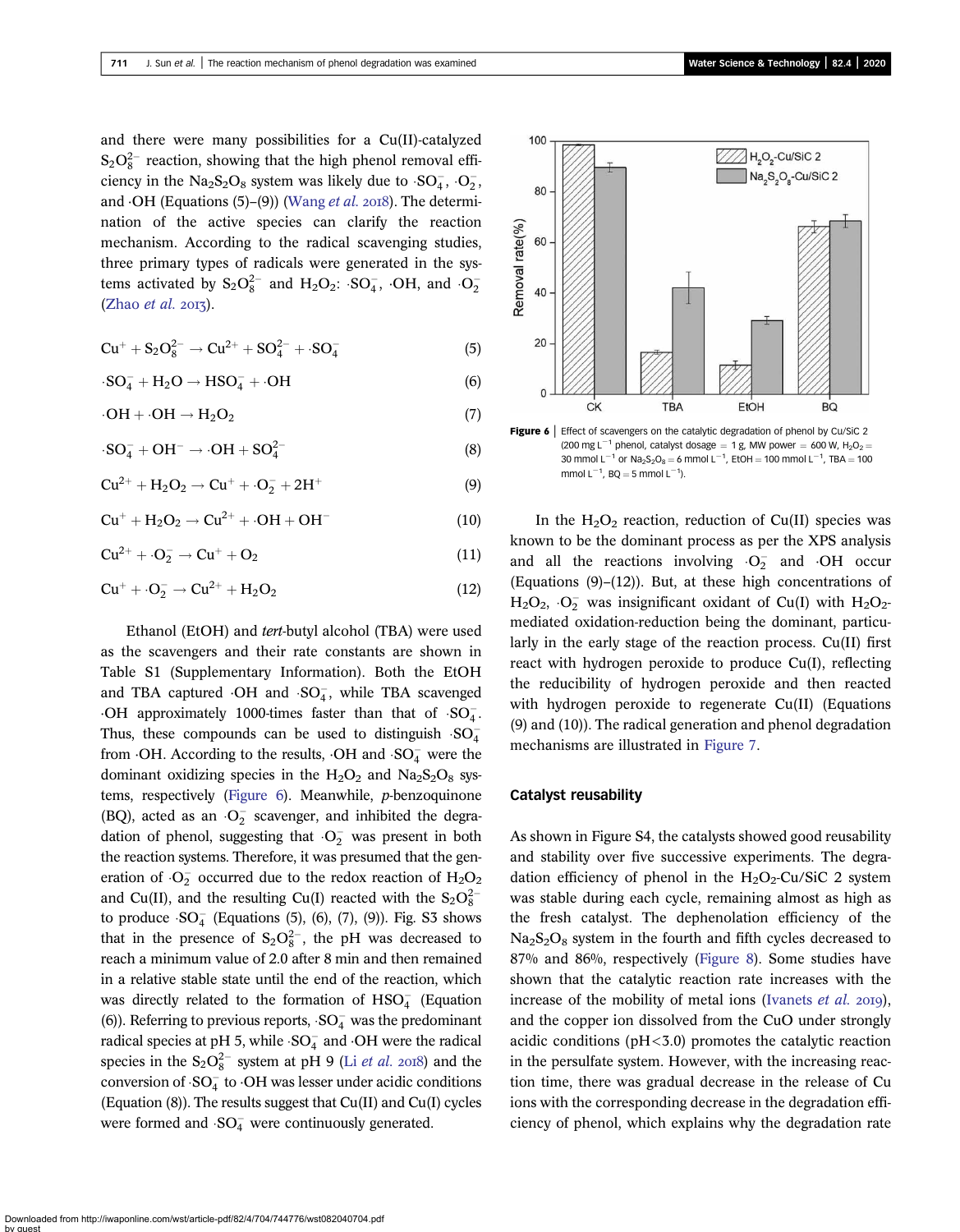and there were many possibilities for a Cu(II)-catalyzed $S_2O_8^{2-}$ reaction, showing that the high phenol removal efficiency in the $Na_2S_2O_8$ system was likely due to $\cdot SO_4^-$, $\cdot O_2^-$, and $\cdot OH$ (Equations (5)–(9)) (Wang *et al.* 2018). The determination of the active species can clarify the reaction mechanism. According to the radical scavenging studies, three primary types of radicals were generated in the systems activated by $S_2O_8^{2-}$ and $H_2O_2$: $\cdot SO_4^-$, $\cdot OH$, and $\cdot O_2^-$ (Zhao *et al.* 2013).

$$Cu^+ + S_2O_8^{2-} \rightarrow Cu^{2+} + SO_4^{2-} + \cdot SO_4^- \quad (5)$$

$$\cdot SO_4^- + H_2O \rightarrow HSO_4^- + \cdot OH \quad (6)$$

$$\cdot OH + \cdot OH \rightarrow H_2O_2 \quad (7)$$

$$\cdot SO_4^- + OH^- \rightarrow \cdot OH + SO_4^{2-} \quad (8)$$

$$Cu^{2+} + H_2O_2 \rightarrow Cu^+ + \cdot O_2^- + 2H^+ \quad (9)$$

$$Cu^+ + H_2O_2 \rightarrow Cu^{2+} + \cdot OH + OH^- \quad (10)$$

$$Cu^{2+} + \cdot O_2^- \rightarrow Cu^+ + O_2 \quad (11)$$

$$Cu^+ + \cdot O_2^- \rightarrow Cu^{2+} + H_2O_2 \quad (12)$$

Ethanol (EtOH) and *tert*-butyl alcohol (TBA) were used as the scavengers and their rate constants are shown in Table S1 (Supplementary Information). Both the EtOH and TBA captured $\cdot OH$ and $\cdot SO_4^-$, while TBA scavenged $\cdot OH$ approximately 1000-times faster than that of $\cdot SO_4^-$. Thus, these compounds can be used to distinguish $\cdot SO_4^-$ from $\cdot OH$. According to the results, $\cdot OH$ and $\cdot SO_4^-$ were the dominant oxidizing species in the $H_2O_2$ and $Na_2S_2O_8$ systems, respectively (Figure 6). Meanwhile, *p*-benzoquinone (BQ), acted as an $\cdot O_2^-$ scavenger, and inhibited the degradation of phenol, suggesting that $\cdot O_2^-$ was present in both the reaction systems. Therefore, it was presumed that the generation of $\cdot O_2^-$ occurred due to the redox reaction of $H_2O_2$ and Cu(II), and the resulting Cu(I) reacted with the $S_2O_8^{2-}$ to produce $\cdot SO_4^-$ (Equations (5), (6), (7), (9)). Fig. S3 shows that in the presence of $S_2O_8^{2-}$, the pH was decreased to reach a minimum value of 2.0 after 8 min and then remained in a relative stable state until the end of the reaction, which was directly related to the formation of $HSO_4^-$ (Equation (6)). Referring to previous reports, $\cdot SO_4^-$ was the predominant radical species at pH 5, while $\cdot SO_4^-$ and $\cdot OH$ were the radical species in the $S_2O_8^{2-}$ system at pH 9 (Li *et al.* 2018) and the conversion of $\cdot SO_4^-$ to $\cdot OH$ was lesser under acidic conditions (Equation (8)). The results suggest that Cu(II) and Cu(I) cycles were formed and $\cdot SO_4^-$ were continuously generated.

**Figure 6** | Effect of scavengers on the catalytic degradation of phenol by Cu/SiC 2 (200 mg $L^{-1}$ phenol, catalyst dosage = 1 g, MW power = 600 W, $H_2O_2$ = 30 mmol $L^{-1}$ or $Na_2S_2O_8$ = 6 mmol $L^{-1}$, EtOH = 100 mmol $L^{-1}$, TBA = 100 mmol $L^{-1}$, BQ = 5 mmol $L^{-1}$).

In the $H_2O_2$ reaction, reduction of Cu(II) species was known to be the dominant process as per the XPS analysis and all the reactions involving $\cdot O_2^-$ and $\cdot OH$ occur (Equations (9)–(12)). But, at these high concentrations of $H_2O_2$, $\cdot O_2^-$ was insignificant oxidant of Cu(I) with $H_2O_2$-mediated oxidation-reduction being the dominant, particularly in the early stage of the reaction process. Cu(II) first react with hydrogen peroxide to produce Cu(I), reflecting the reducibility of hydrogen peroxide and then reacted with hydrogen peroxide to regenerate Cu(II) (Equations (9) and (10)). The radical generation and phenol degradation mechanisms are illustrated in Figure 7.

## Catalyst reusability

As shown in Figure S4, the catalysts showed good reusability and stability over five successive experiments. The degradation efficiency of phenol in the $H_2O_2$-Cu/SiC 2 system was stable during each cycle, remaining almost as high as the fresh catalyst. The dephenolation efficiency of the $Na_2S_2O_8$ system in the fourth and fifth cycles decreased to 87% and 86%, respectively (Figure 8). Some studies have shown that the catalytic reaction rate increases with the increase of the mobility of metal ions (Ivanets *et al.* 2019), and the copper ion dissolved from the CuO under strongly acidic conditions (pH<3.0) promotes the catalytic reaction in the persulfate system. However, with the increasing reaction time, there was gradual decrease in the release of Cu ions with the corresponding decrease in the degradation efficiency of phenol, which explains why the degradation rate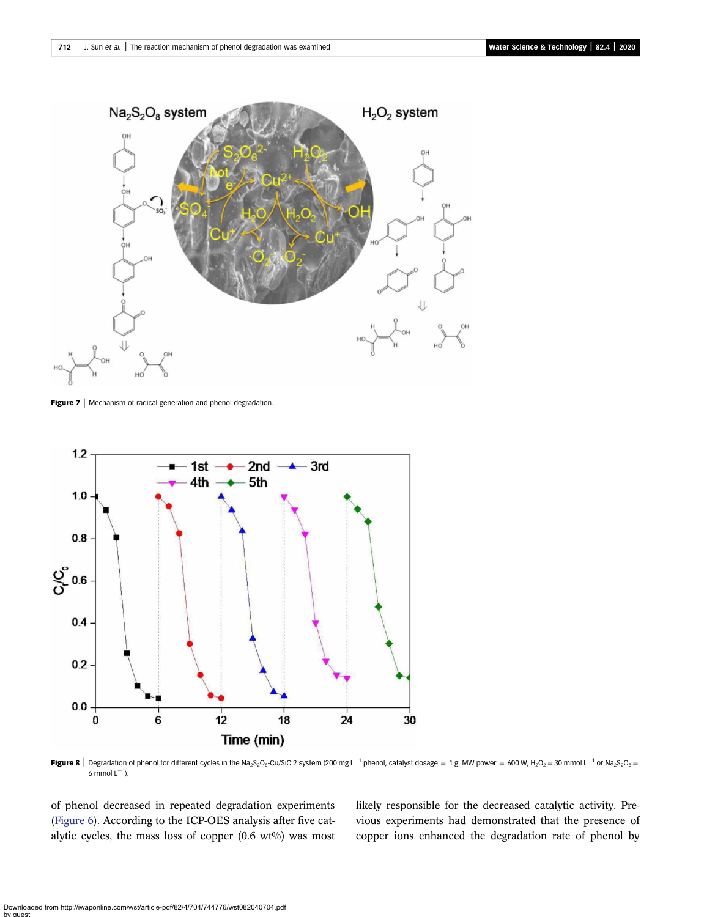Figure 7 | Mechanism of radical generation and phenol degradation.

Figure 8 | Degradation of phenol for different cycles in the $Na_2S_2O_8$-Cu/SiC 2 system (200 mg $L^{-1}$ phenol, catalyst dosage = 1 g, MW power = 600 W, $H_2O_2$ = 30 mmol $L^{-1}$ or $Na_2S_2O_8$ = 6 mmol $L^{-1}$).

of phenol decreased in repeated degradation experiments (Figure 6). According to the ICP-OES analysis after five catalytic cycles, the mass loss of copper (0.6 wt%) was most likely responsible for the decreased catalytic activity. Previous experiments had demonstrated that the presence of copper ions enhanced the degradation rate of phenol by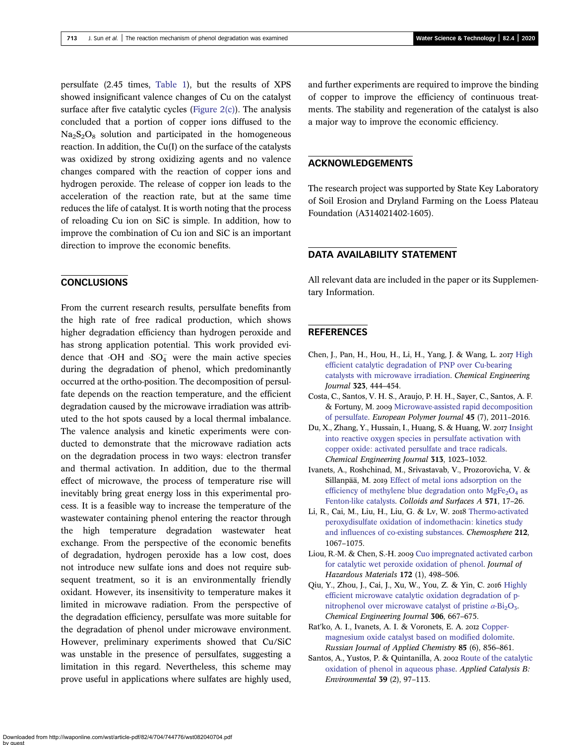persulfate (2.45 times, Table 1), but the results of XPS showed insignificant valence changes of Cu on the catalyst surface after five catalytic cycles (Figure 2(c)). The analysis concluded that a portion of copper ions diffused to the $Na_2S_2O_8$ solution and participated in the homogeneous reaction. In addition, the Cu(I) on the surface of the catalysts was oxidized by strong oxidizing agents and no valence changes compared with the reaction of copper ions and hydrogen peroxide. The release of copper ion leads to the acceleration of the reaction rate, but at the same time reduces the life of catalyst. It is worth noting that the process of reloading Cu ion on SiC is simple. In addition, how to improve the combination of Cu ion and SiC is an important direction to improve the economic benefits.

## CONCLUSIONS

From the current research results, persulfate benefits from the high rate of free radical production, which shows higher degradation efficiency than hydrogen peroxide and has strong application potential. This work provided evidence that $\cdot OH$ and $\cdot SO_4^-$ were the main active species during the degradation of phenol, which predominantly occurred at the ortho-position. The decomposition of persulfate depends on the reaction temperature, and the efficient degradation caused by the microwave irradiation was attributed to the hot spots caused by a local thermal imbalance. The valence analysis and kinetic experiments were conducted to demonstrate that the microwave radiation acts on the degradation process in two ways: electron transfer and thermal activation. In addition, due to the thermal effect of microwave, the process of temperature rise will inevitably bring great energy loss in this experimental process. It is a feasible way to increase the temperature of the wastewater containing phenol entering the reactor through the high temperature degradation wastewater heat exchange. From the perspective of the economic benefits of degradation, hydrogen peroxide has a low cost, does not introduce new sulfate ions and does not require subsequent treatment, so it is an environmentally friendly oxidant. However, its insensitivity to temperature makes it limited in microwave radiation. From the perspective of the degradation efficiency, persulfate was more suitable for the degradation of phenol under microwave environment. However, preliminary experiments showed that Cu/SiC was unstable in the presence of persulfates, suggesting a limitation in this regard. Nevertheless, this scheme may prove useful in applications where sulfates are highly used, and further experiments are required to improve the binding of copper to improve the efficiency of continuous treatments. The stability and regeneration of the catalyst is also a major way to improve the economic efficiency.

## ACKNOWLEDGEMENTS

The research project was supported by State Key Laboratory of Soil Erosion and Dryland Farming on the Loess Plateau Foundation (A314021402-1605).

## DATA AVAILABILITY STATEMENT

All relevant data are included in the paper or its Supplementary Information.

## REFERENCES

Chen, J., Pan, H., Hou, H., Li, H., Yang, J. & Wang, L. 2017 High efficient catalytic degradation of PNP over Cu-bearing catalysts with microwave irradiation. *Chemical Engineering Journal* **323**, 444–454.

Costa, C., Santos, V. H. S., Araujo, P. H. H., Sayer, C., Santos, A. F. & Fortuny, M. 2009 Microwave-assisted rapid decomposition of persulfate. *European Polymer Journal* **45** (7), 2011–2016.

Du, X., Zhang, Y., Hussain, I., Huang, S. & Huang, W. 2017 Insight into reactive oxygen species in persulfate activation with copper oxide: activated persulfate and trace radicals. *Chemical Engineering Journal* **313**, 1023–1032.

Ivanets, A., Roshchinad, M., Srivastavab, V., Prozorovicha, V. & Sillanpää, M. 2019 Effect of metal ions adsorption on the efficiency of methylene blue degradation onto $MgFe_2O_4$ as Fenton-like catalysts. *Colloids and Surfaces A* **571**, 17–26.

Li, R., Cai, M., Liu, H., Liu, G. & Lv, W. 2018 Thermo-activated peroxydisulfate oxidation of indomethacin: kinetics study and influences of co-existing substances. *Chemosphere* **212**, 1067–1075.

Liou, R.-M. & Chen, S.-H. 2009 Cuo impregnated activated carbon for catalytic wet peroxide oxidation of phenol. *Journal of Hazardous Materials* **172** (1), 498–506.

Qiu, Y., Zhou, J., Cai, J., Xu, W., You, Z. & Yin, C. 2016 Highly efficient microwave catalytic oxidation degradation of p-nitrophenol over microwave catalyst of pristine $\alpha$-$Bi_2O_3$. *Chemical Engineering Journal* **306**, 667–675.

Rat'ko, A. I., Ivanets, A. I. & Voronets, E. A. 2012 Copper-magnesium oxide catalyst based on modified dolomite. *Russian Journal of Applied Chemistry* **85** (6), 856–861.

Santos, A., Yustos, P. & Quintanilla, A. 2002 Route of the catalytic oxidation of phenol in aqueous phase. *Applied Catalysis B: Environmental* **39** (2), 97–113.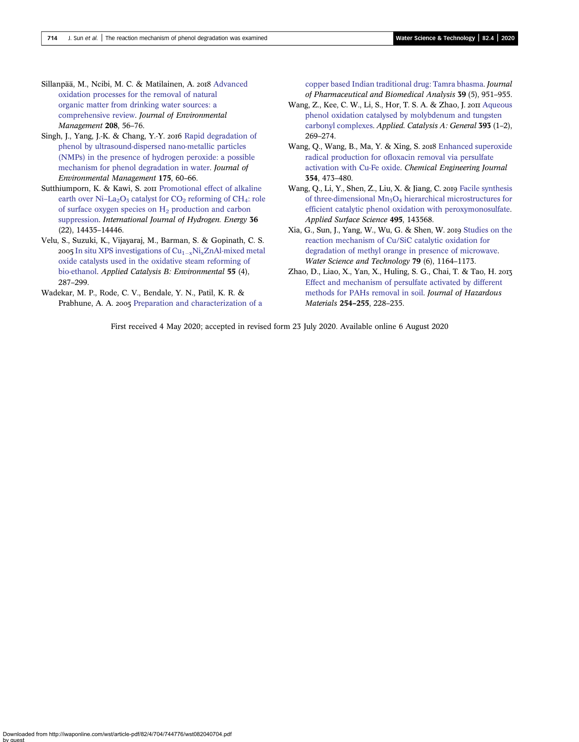Sillanpää, M., Ncibi, M. C. & Matilainen, A. 2018 Advanced oxidation processes for the removal of natural organic matter from drinking water sources: a comprehensive review. *Journal of Environmental Management* **208**, 56–76.

Singh, J., Yang, J.-K. & Chang, Y.-Y. 2016 Rapid degradation of phenol by ultrasound-dispersed nano-metallic particles (NMPs) in the presence of hydrogen peroxide: a possible mechanism for phenol degradation in water. *Journal of Environmental Management* **175**, 60–66.

Sutthiumporn, K. & Kawi, S. 2011 Promotional effect of alkaline earth over Ni–$La_2O_3$ catalyst for $CO_2$ reforming of $CH_4$: role of surface oxygen species on $H_2$ production and carbon suppression. *International Journal of Hydrogen. Energy* **36** (22), 14435–14446.

Velu, S., Suzuki, K., Vijayaraj, M., Barman, S. & Gopinath, C. S. 2005 In situ XPS investigations of $Cu_{1-x}Ni_xZnAl$-mixed metal oxide catalysts used in the oxidative steam reforming of bio-ethanol. *Applied Catalysis B: Environmental* **55** (4), 287–299.

Wadekar, M. P., Rode, C. V., Bendale, Y. N., Patil, K. R. & Prabhune, A. A. 2005 Preparation and characterization of a copper based Indian traditional drug: Tamra bhasma. *Journal of Pharmaceutical and Biomedical Analysis* **39** (5), 951–955.

Wang, Z., Kee, C. W., Li, S., Hor, T. S. A. & Zhao, J. 2011 Aqueous phenol oxidation catalysed by molybdenum and tungsten carbonyl complexes. *Applied. Catalysis A: General* **393** (1–2), 269–274.

Wang, Q., Wang, B., Ma, Y. & Xing, S. 2018 Enhanced superoxide radical production for ofloxacin removal via persulfate activation with Cu-Fe oxide. *Chemical Engineering Journal* **354**, 473–480.

Wang, Q., Li, Y., Shen, Z., Liu, X. & Jiang, C. 2019 Facile synthesis of three-dimensional $Mn_3O_4$ hierarchical microstructures for efficient catalytic phenol oxidation with peroxymonosulfate. *Applied Surface Science* **495**, 143568.

Xia, G., Sun, J., Yang, W., Wu, G. & Shen, W. 2019 Studies on the reaction mechanism of Cu/SiC catalytic oxidation for degradation of methyl orange in presence of microwave. *Water Science and Technology* **79** (6), 1164–1173.

Zhao, D., Liao, X., Yan, X., Huling, S. G., Chai, T. & Tao, H. 2013 Effect and mechanism of persulfate activated by different methods for PAHs removal in soil. *Journal of Hazardous Materials* **254–255**, 228–235.

First received 4 May 2020; accepted in revised form 23 July 2020. Available online 6 August 2020